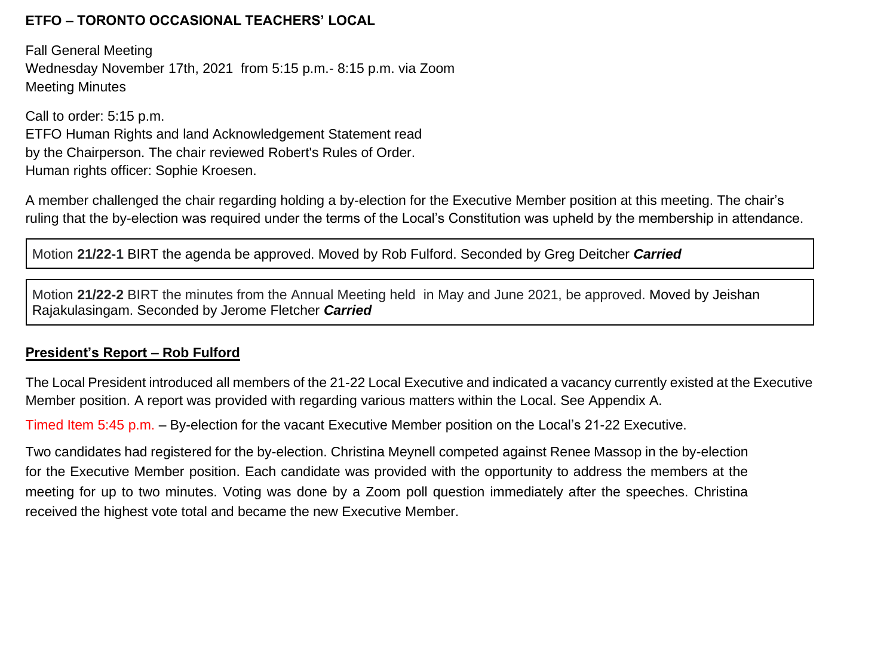**ETFO – TORONTO OCCASIONAL TEACHERS' LOCAL**

Fall General Meeting
Wednesday November 17th, 2021 from 5:15 p.m.- 8:15 p.m. via Zoom
Meeting Minutes

Call to order: 5:15 p.m.
ETFO Human Rights and land Acknowledgement Statement read by the Chairperson. The chair reviewed Robert's Rules of Order.
Human rights officer: Sophie Kroesen.

A member challenged the chair regarding holding a by-election for the Executive Member position at this meeting. The chair's ruling that the by-election was required under the terms of the Local's Constitution was upheld by the membership in attendance.

Motion **21/22-1** BIRT the agenda be approved. Moved by Rob Fulford. Seconded by Greg Deitcher ***Carried***

Motion **21/22-2** BIRT the minutes from the Annual Meeting held in May and June 2021, be approved. Moved by Jeishan Rajakulasingam. Seconded by Jerome Fletcher ***Carried***

**President's Report – Rob Fulford**

The Local President introduced all members of the 21-22 Local Executive and indicated a vacancy currently existed at the Executive Member position. A report was provided with regarding various matters within the Local. See Appendix A.

Timed Item 5:45 p.m. – By-election for the vacant Executive Member position on the Local's 21-22 Executive.

Two candidates had registered for the by-election. Christina Meynell competed against Renee Massop in the by-election for the Executive Member position. Each candidate was provided with the opportunity to address the members at the meeting for up to two minutes. Voting was done by a Zoom poll question immediately after the speeches. Christina received the highest vote total and became the new Executive Member.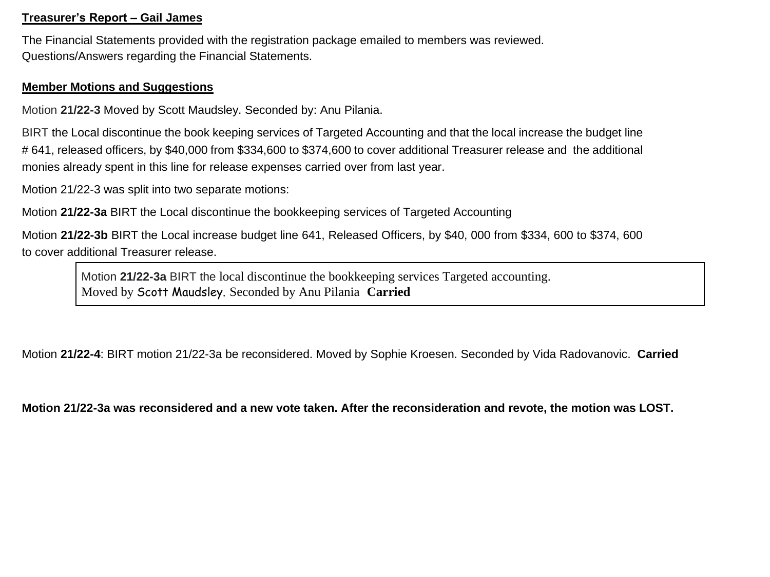**Treasurer's Report – Gail James**

The Financial Statements provided with the registration package emailed to members was reviewed.
Questions/Answers regarding the Financial Statements.

**Member Motions and Suggestions**

Motion **21/22-3** Moved by Scott Maudsley. Seconded by: Anu Pilania.

BIRT the Local discontinue the book keeping services of Targeted Accounting and that the local increase the budget line # 641, released officers, by $40,000 from $334,600 to $374,600 to cover additional Treasurer release and the additional monies already spent in this line for release expenses carried over from last year.

Motion 21/22-3 was split into two separate motions:

Motion **21/22-3a** BIRT the Local discontinue the bookkeeping services of Targeted Accounting

Motion **21/22-3b** BIRT the Local increase budget line 641, Released Officers, by $40, 000 from $334, 600 to $374, 600 to cover additional Treasurer release.

| Motion **21/22-3a** BIRT the local discontinue the bookkeeping services Targeted accounting.<br>Moved by Scott Maudsley. Seconded by Anu Pilania **Carried** |
|---|

Motion **21/22-4**: BIRT motion 21/22-3a be reconsidered. Moved by Sophie Kroesen. Seconded by Vida Radovanovic. **Carried**

**Motion 21/22-3a was reconsidered and a new vote taken. After the reconsideration and revote, the motion was LOST.**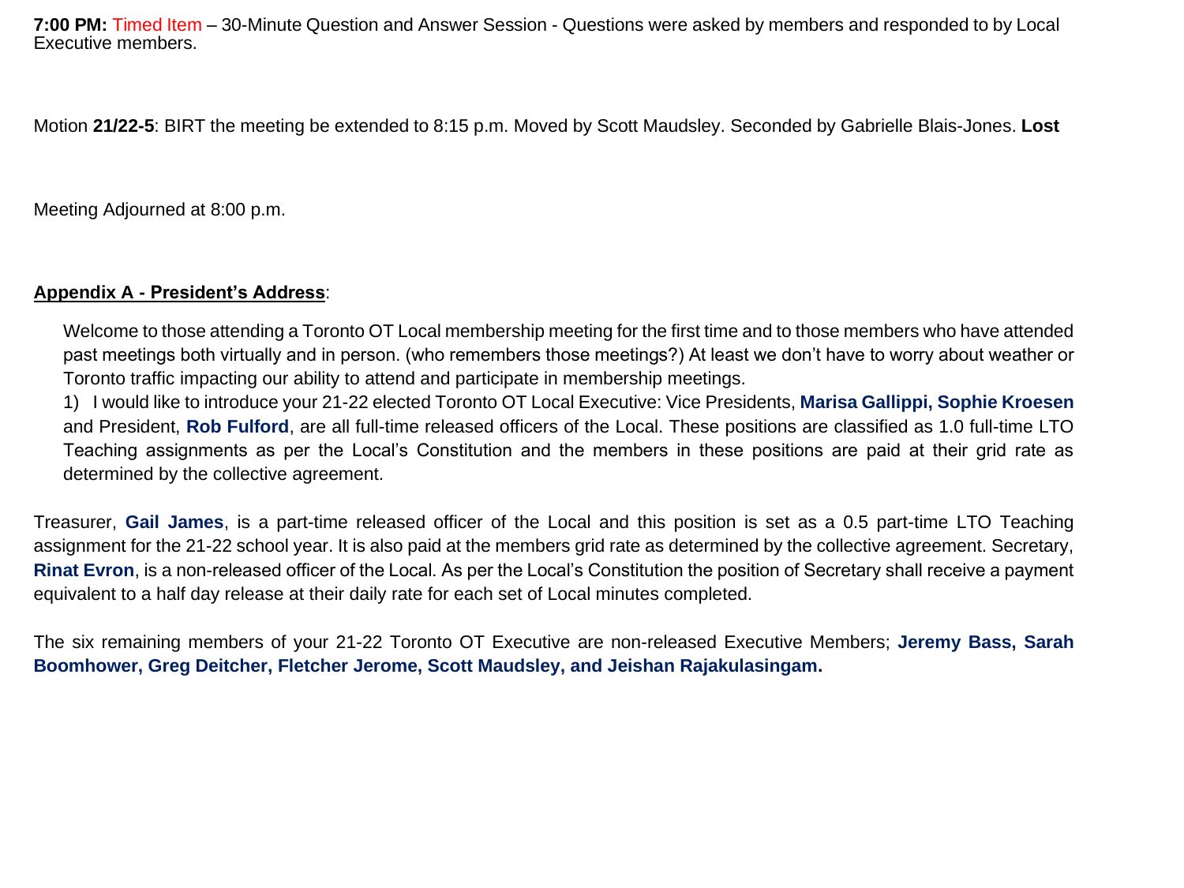**7:00 PM:** Timed Item – 30-Minute Question and Answer Session - Questions were asked by members and responded to by Local Executive members.

Motion **21/22-5**: BIRT the meeting be extended to 8:15 p.m. Moved by Scott Maudsley. Seconded by Gabrielle Blais-Jones. **Lost**

Meeting Adjourned at 8:00 p.m.

**Appendix A - President's Address**:

Welcome to those attending a Toronto OT Local membership meeting for the first time and to those members who have attended past meetings both virtually and in person. (who remembers those meetings?) At least we don't have to worry about weather or Toronto traffic impacting our ability to attend and participate in membership meetings.

1) I would like to introduce your 21-22 elected Toronto OT Local Executive: Vice Presidents, **Marisa Gallippi, Sophie Kroesen** and President, **Rob Fulford**, are all full-time released officers of the Local. These positions are classified as 1.0 full-time LTO Teaching assignments as per the Local's Constitution and the members in these positions are paid at their grid rate as determined by the collective agreement.

Treasurer, **Gail James**, is a part-time released officer of the Local and this position is set as a 0.5 part-time LTO Teaching assignment for the 21-22 school year. It is also paid at the members grid rate as determined by the collective agreement. Secretary, **Rinat Evron**, is a non-released officer of the Local. As per the Local's Constitution the position of Secretary shall receive a payment equivalent to a half day release at their daily rate for each set of Local minutes completed.

The six remaining members of your 21-22 Toronto OT Executive are non-released Executive Members; **Jeremy Bass, Sarah Boomhower, Greg Deitcher, Fletcher Jerome, Scott Maudsley, and Jeishan Rajakulasingam.**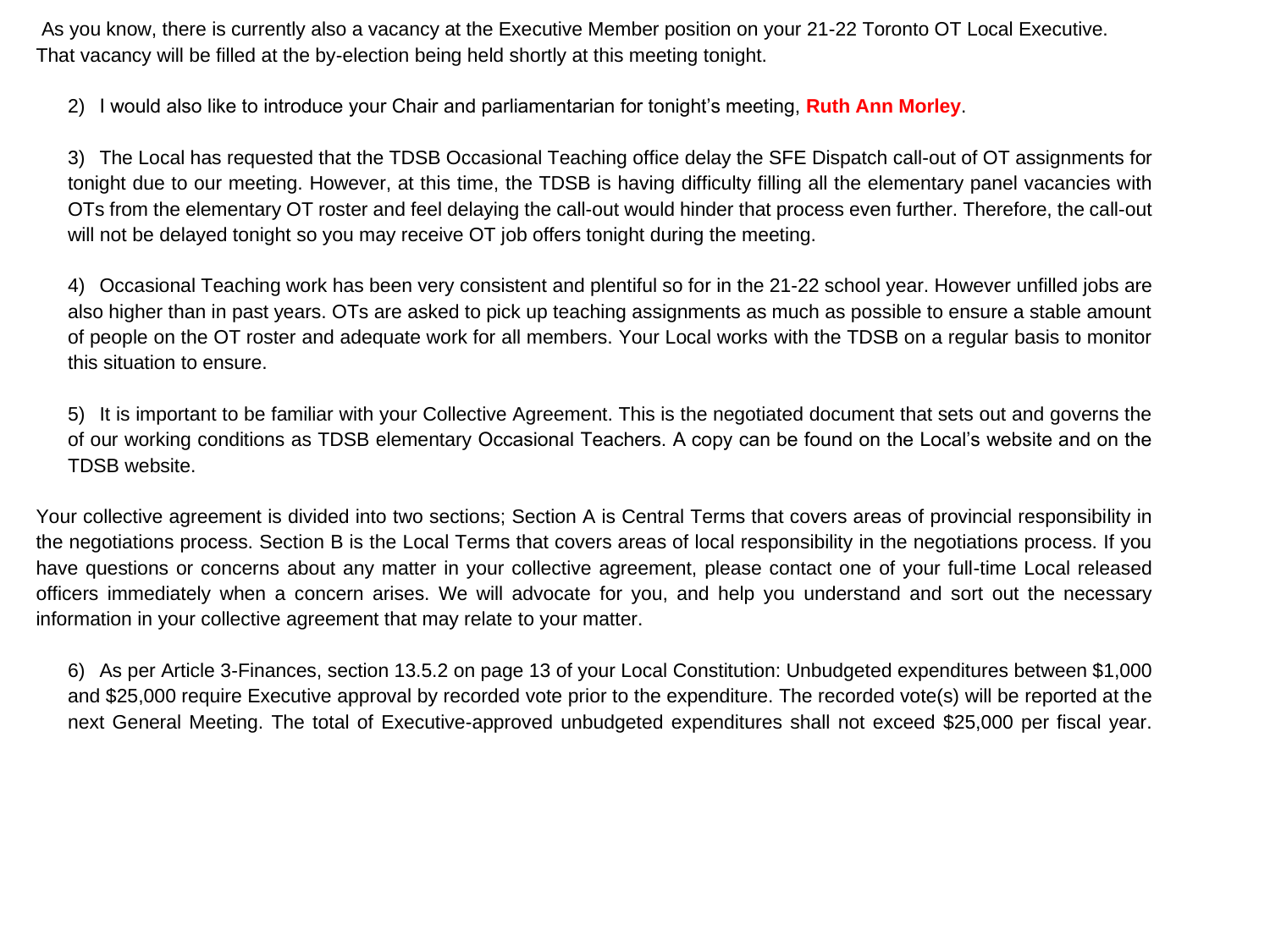As you know, there is currently also a vacancy at the Executive Member position on your 21-22 Toronto OT Local Executive. That vacancy will be filled at the by-election being held shortly at this meeting tonight.

2) I would also like to introduce your Chair and parliamentarian for tonight's meeting, **Ruth Ann Morley**.

3) The Local has requested that the TDSB Occasional Teaching office delay the SFE Dispatch call-out of OT assignments for tonight due to our meeting. However, at this time, the TDSB is having difficulty filling all the elementary panel vacancies with OTs from the elementary OT roster and feel delaying the call-out would hinder that process even further. Therefore, the call-out will not be delayed tonight so you may receive OT job offers tonight during the meeting.

4) Occasional Teaching work has been very consistent and plentiful so for in the 21-22 school year. However unfilled jobs are also higher than in past years. OTs are asked to pick up teaching assignments as much as possible to ensure a stable amount of people on the OT roster and adequate work for all members. Your Local works with the TDSB on a regular basis to monitor this situation to ensure.

5) It is important to be familiar with your Collective Agreement. This is the negotiated document that sets out and governs the of our working conditions as TDSB elementary Occasional Teachers. A copy can be found on the Local's website and on the TDSB website.

Your collective agreement is divided into two sections; Section A is Central Terms that covers areas of provincial responsibility in the negotiations process. Section B is the Local Terms that covers areas of local responsibility in the negotiations process. If you have questions or concerns about any matter in your collective agreement, please contact one of your full-time Local released officers immediately when a concern arises. We will advocate for you, and help you understand and sort out the necessary information in your collective agreement that may relate to your matter.

6) As per Article 3-Finances, section 13.5.2 on page 13 of your Local Constitution: Unbudgeted expenditures between $1,000 and $25,000 require Executive approval by recorded vote prior to the expenditure. The recorded vote(s) will be reported at the next General Meeting. The total of Executive-approved unbudgeted expenditures shall not exceed $25,000 per fiscal year.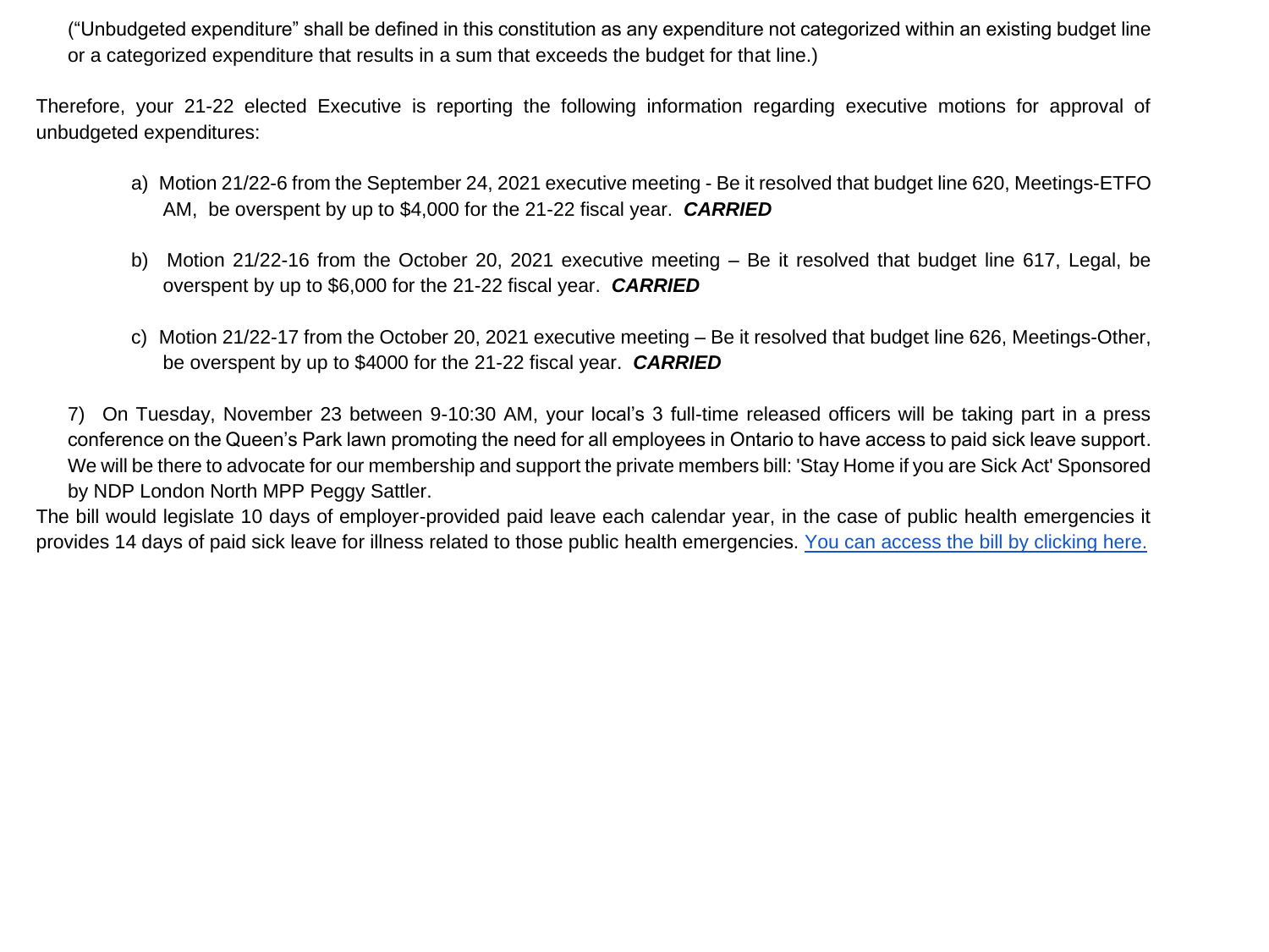("Unbudgeted expenditure" shall be defined in this constitution as any expenditure not categorized within an existing budget line or a categorized expenditure that results in a sum that exceeds the budget for that line.)

Therefore, your 21-22 elected Executive is reporting the following information regarding executive motions for approval of unbudgeted expenditures:

a) Motion 21/22-6 from the September 24, 2021 executive meeting - Be it resolved that budget line 620, Meetings-ETFO AM, be overspent by up to $4,000 for the 21-22 fiscal year. ***CARRIED***

b) Motion 21/22-16 from the October 20, 2021 executive meeting – Be it resolved that budget line 617, Legal, be overspent by up to $6,000 for the 21-22 fiscal year. ***CARRIED***

c) Motion 21/22-17 from the October 20, 2021 executive meeting – Be it resolved that budget line 626, Meetings-Other, be overspent by up to $4000 for the 21-22 fiscal year. ***CARRIED***

7) On Tuesday, November 23 between 9-10:30 AM, your local's 3 full-time released officers will be taking part in a press conference on the Queen's Park lawn promoting the need for all employees in Ontario to have access to paid sick leave support. We will be there to advocate for our membership and support the private members bill: 'Stay Home if you are Sick Act' Sponsored by NDP London North MPP Peggy Sattler.

The bill would legislate 10 days of employer-provided paid leave each calendar year, in the case of public health emergencies it provides 14 days of paid sick leave for illness related to those public health emergencies. [You can access the bill by clicking here.]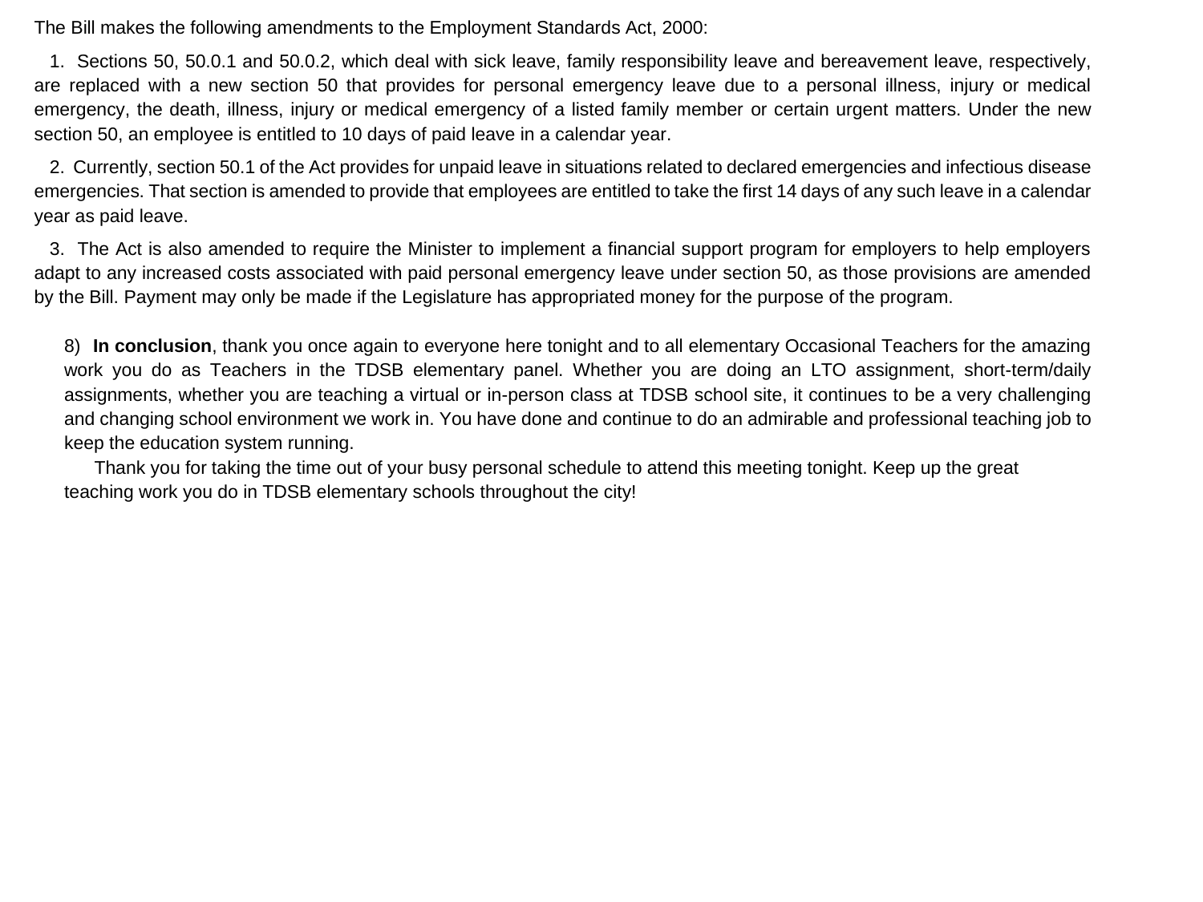The Bill makes the following amendments to the Employment Standards Act, 2000:

1. Sections 50, 50.0.1 and 50.0.2, which deal with sick leave, family responsibility leave and bereavement leave, respectively, are replaced with a new section 50 that provides for personal emergency leave due to a personal illness, injury or medical emergency, the death, illness, injury or medical emergency of a listed family member or certain urgent matters. Under the new section 50, an employee is entitled to 10 days of paid leave in a calendar year.

2. Currently, section 50.1 of the Act provides for unpaid leave in situations related to declared emergencies and infectious disease emergencies. That section is amended to provide that employees are entitled to take the first 14 days of any such leave in a calendar year as paid leave.

3. The Act is also amended to require the Minister to implement a financial support program for employers to help employers adapt to any increased costs associated with paid personal emergency leave under section 50, as those provisions are amended by the Bill. Payment may only be made if the Legislature has appropriated money for the purpose of the program.

8) **In conclusion**, thank you once again to everyone here tonight and to all elementary Occasional Teachers for the amazing work you do as Teachers in the TDSB elementary panel. Whether you are doing an LTO assignment, short-term/daily assignments, whether you are teaching a virtual or in-person class at TDSB school site, it continues to be a very challenging and changing school environment we work in. You have done and continue to do an admirable and professional teaching job to keep the education system running.

Thank you for taking the time out of your busy personal schedule to attend this meeting tonight. Keep up the great teaching work you do in TDSB elementary schools throughout the city!